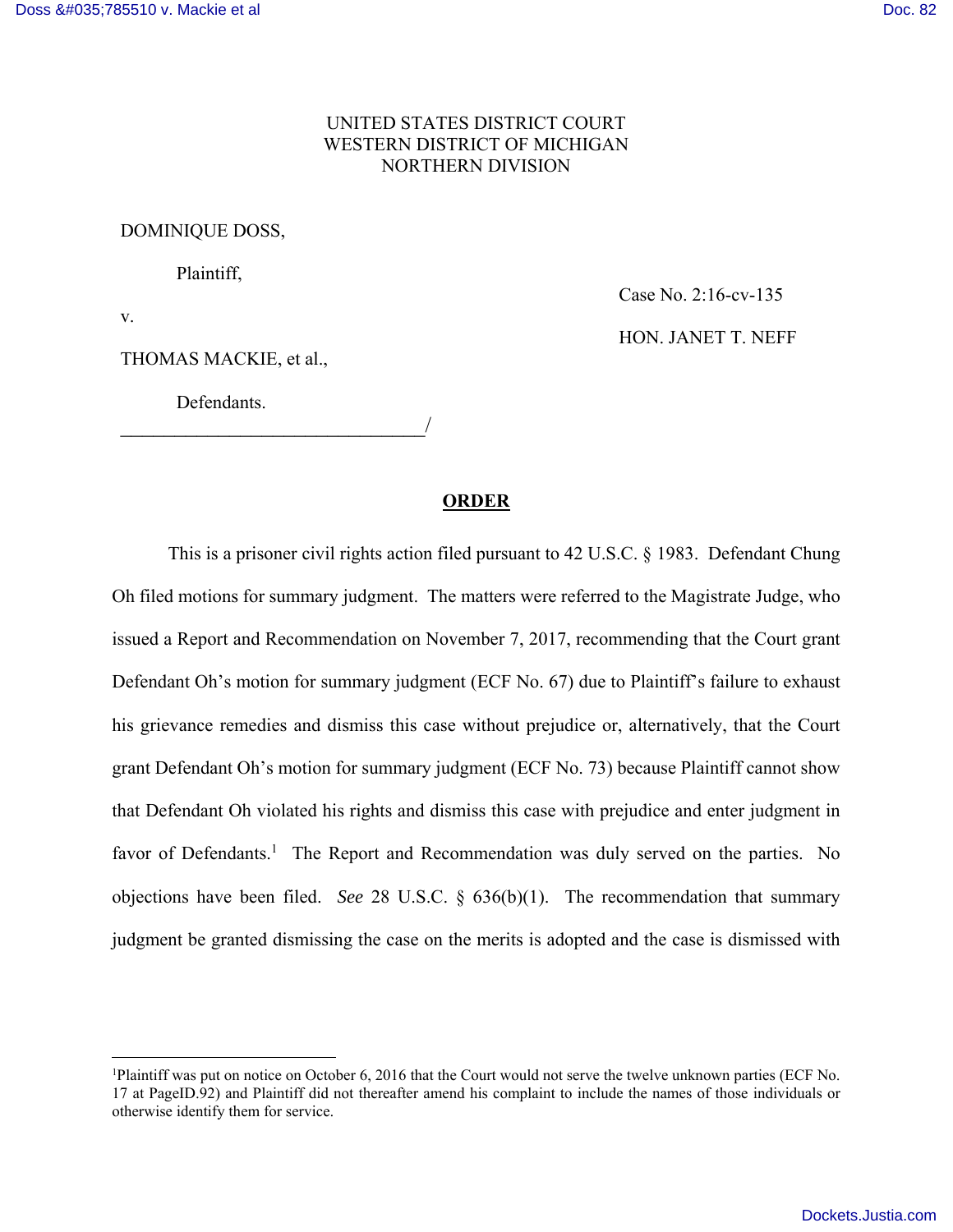UNITED STATES DISTRICT COURT
WESTERN DISTRICT OF MICHIGAN
NORTHERN DIVISION

DOMINIQUE DOSS,

Plaintiff,

v.

THOMAS MACKIE, et al.,

Defendants.
_________________________________/

Case No. 2:16-cv-135

HON. JANET T. NEFF

## ORDER

This is a prisoner civil rights action filed pursuant to 42 U.S.C. § 1983. Defendant Chung Oh filed motions for summary judgment. The matters were referred to the Magistrate Judge, who issued a Report and Recommendation on November 7, 2017, recommending that the Court grant Defendant Oh's motion for summary judgment (ECF No. 67) due to Plaintiff's failure to exhaust his grievance remedies and dismiss this case without prejudice or, alternatively, that the Court grant Defendant Oh's motion for summary judgment (ECF No. 73) because Plaintiff cannot show that Defendant Oh violated his rights and dismiss this case with prejudice and enter judgment in favor of Defendants.[1] The Report and Recommendation was duly served on the parties. No objections have been filed. *See* 28 U.S.C. § 636(b)(1). The recommendation that summary judgment be granted dismissing the case on the merits is adopted and the case is dismissed with

[1]Plaintiff was put on notice on October 6, 2016 that the Court would not serve the twelve unknown parties (ECF No. 17 at PageID.92) and Plaintiff did not thereafter amend his complaint to include the names of those individuals or otherwise identify them for service.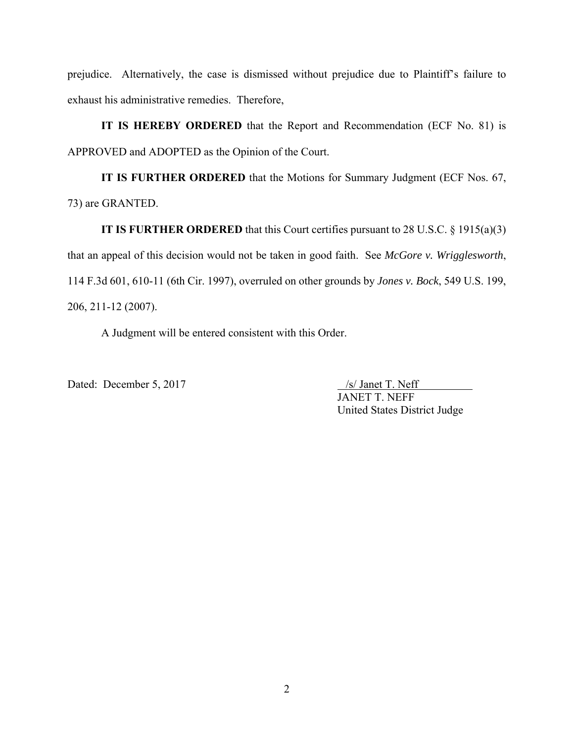prejudice. Alternatively, the case is dismissed without prejudice due to Plaintiff's failure to exhaust his administrative remedies. Therefore,

**IT IS HEREBY ORDERED** that the Report and Recommendation (ECF No. 81) is APPROVED and ADOPTED as the Opinion of the Court.

**IT IS FURTHER ORDERED** that the Motions for Summary Judgment (ECF Nos. 67, 73) are GRANTED.

**IT IS FURTHER ORDERED** that this Court certifies pursuant to 28 U.S.C. § 1915(a)(3) that an appeal of this decision would not be taken in good faith. See *McGore v. Wrigglesworth*, 114 F.3d 601, 610-11 (6th Cir. 1997), overruled on other grounds by *Jones v. Bock*, 549 U.S. 199, 206, 211-12 (2007).

A Judgment will be entered consistent with this Order.

Dated: December 5, 2017

/s/ Janet T. Neff
JANET T. NEFF
United States District Judge